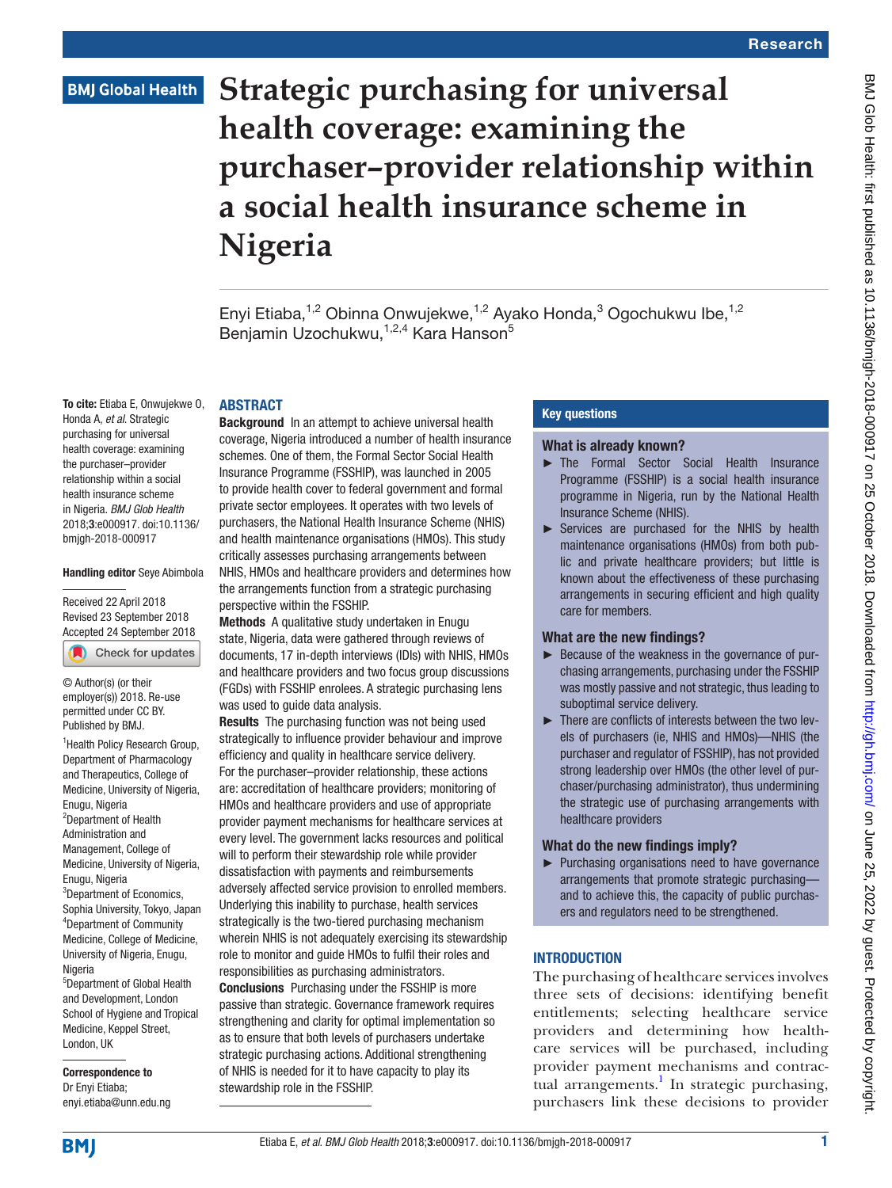# Strategic purchasing for universal health coverage: examining the purchaser–provider relationship within a social health insurance scheme in Nigeria

Enyi Etiaba,[1,2] Obinna Onwujekwe,[1,2] Ayako Honda,[3] Ogochukwu Ibe,[1,2] Benjamin Uzochukwu,[1,2,4] Kara Hanson[5]

**To cite:** Etiaba E, Onwujekwe O, Honda A, *et al*. Strategic purchasing for universal health coverage: examining the purchaser–provider relationship within a social health insurance scheme in Nigeria. *BMJ Glob Health* 2018;**3**:e000917. doi:10.1136/bmjgh-2018-000917

**Handling editor** Seye Abimbola

Received 22 April 2018
Revised 23 September 2018
Accepted 24 September 2018

© Author(s) (or their employer(s)) 2018. Re-use permitted under CC BY. Published by BMJ.

[1]Health Policy Research Group, Department of Pharmacology and Therapeutics, College of Medicine, University of Nigeria, Enugu, Nigeria
[2]Department of Health Administration and Management, College of Medicine, University of Nigeria, Enugu, Nigeria
[3]Department of Economics, Sophia University, Tokyo, Japan
[4]Department of Community Medicine, College of Medicine, University of Nigeria, Enugu, Nigeria
[5]Department of Global Health and Development, London School of Hygiene and Tropical Medicine, Keppel Street, London, UK

**Correspondence to**
Dr Enyi Etiaba;
enyi.etiaba@unn.edu.ng

## ABSTRACT

**Background** In an attempt to achieve universal health coverage, Nigeria introduced a number of health insurance schemes. One of them, the Formal Sector Social Health Insurance Programme (FSSHIP), was launched in 2005 to provide health cover to federal government and formal private sector employees. It operates with two levels of purchasers, the National Health Insurance Scheme (NHIS) and health maintenance organisations (HMOs). This study critically assesses purchasing arrangements between NHIS, HMOs and healthcare providers and determines how the arrangements function from a strategic purchasing perspective within the FSSHIP.

**Methods** A qualitative study undertaken in Enugu state, Nigeria, data were gathered through reviews of documents, 17 in-depth interviews (IDIs) with NHIS, HMOs and healthcare providers and two focus group discussions (FGDs) with FSSHIP enrolees. A strategic purchasing lens was used to guide data analysis.

**Results** The purchasing function was not being used strategically to influence provider behaviour and improve efficiency and quality in healthcare service delivery. For the purchaser–provider relationship, these actions are: accreditation of healthcare providers; monitoring of HMOs and healthcare providers and use of appropriate provider payment mechanisms for healthcare services at every level. The government lacks resources and political will to perform their stewardship role while provider dissatisfaction with payments and reimbursements adversely affected service provision to enrolled members. Underlying this inability to purchase, health services strategically is the two-tiered purchasing mechanism wherein NHIS is not adequately exercising its stewardship role to monitor and guide HMOs to fulfil their roles and responsibilities as purchasing administrators.

**Conclusions** Purchasing under the FSSHIP is more passive than strategic. Governance framework requires strengthening and clarity for optimal implementation so as to ensure that both levels of purchasers undertake strategic purchasing actions. Additional strengthening of NHIS is needed for it to have capacity to play its stewardship role in the FSSHIP.

## Key questions

### What is already known?

- The Formal Sector Social Health Insurance Programme (FSSHIP) is a social health insurance programme in Nigeria, run by the National Health Insurance Scheme (NHIS).
- Services are purchased for the NHIS by health maintenance organisations (HMOs) from both public and private healthcare providers; but little is known about the effectiveness of these purchasing arrangements in securing efficient and high quality care for members.

### What are the new findings?

- Because of the weakness in the governance of purchasing arrangements, purchasing under the FSSHIP was mostly passive and not strategic, thus leading to suboptimal service delivery.
- There are conflicts of interests between the two levels of purchasers (ie, NHIS and HMOs)—NHIS (the purchaser and regulator of FSSHIP), has not provided strong leadership over HMOs (the other level of purchaser/purchasing administrator), thus undermining the strategic use of purchasing arrangements with healthcare providers

### What do the new findings imply?

- Purchasing organisations need to have governance arrangements that promote strategic purchasing—and to achieve this, the capacity of public purchasers and regulators need to be strengthened.

## INTRODUCTION

The purchasing of healthcare services involves three sets of decisions: identifying benefit entitlements; selecting healthcare service providers and determining how healthcare services will be purchased, including provider payment mechanisms and contractual arrangements.[1] In strategic purchasing, purchasers link these decisions to provider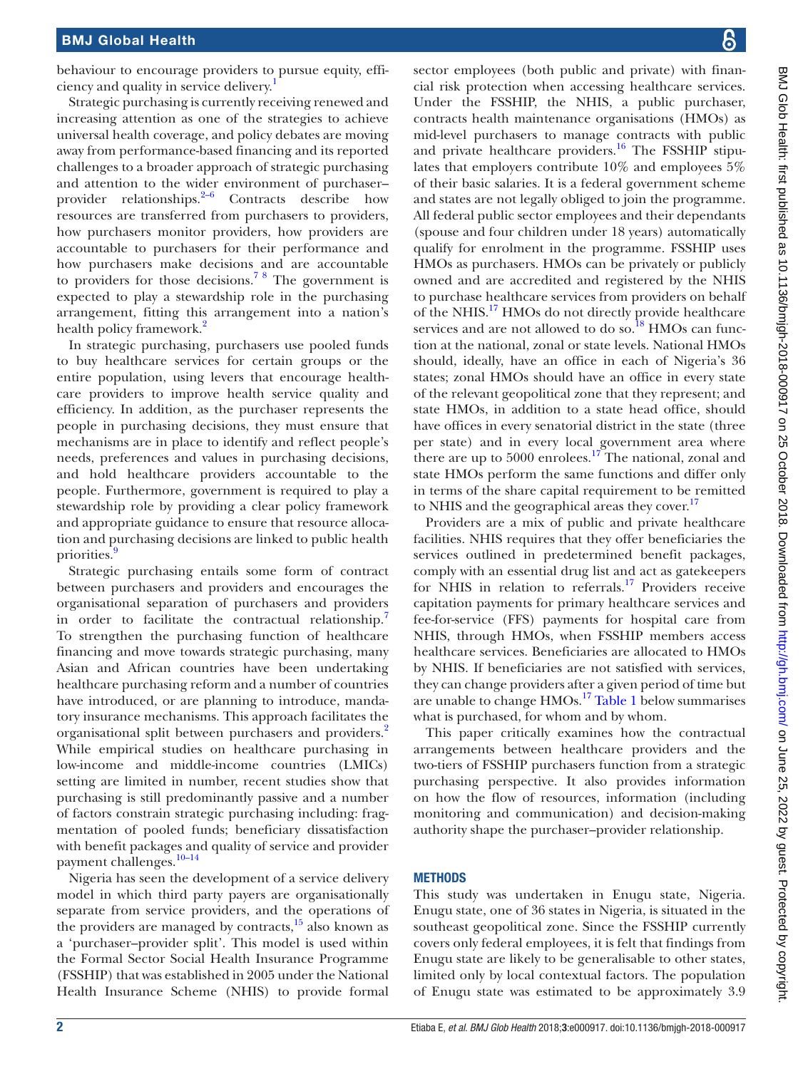behaviour to encourage providers to pursue equity, efficiency and quality in service delivery.[1]

Strategic purchasing is currently receiving renewed and increasing attention as one of the strategies to achieve universal health coverage, and policy debates are moving away from performance-based financing and its reported challenges to a broader approach of strategic purchasing and attention to the wider environment of purchaser–provider relationships.[2–6] Contracts describe how resources are transferred from purchasers to providers, how purchasers monitor providers, how providers are accountable to purchasers for their performance and how purchasers make decisions and are accountable to providers for those decisions.[7 8] The government is expected to play a stewardship role in the purchasing arrangement, fitting this arrangement into a nation's health policy framework.[2]

In strategic purchasing, purchasers use pooled funds to buy healthcare services for certain groups or the entire population, using levers that encourage healthcare providers to improve health service quality and efficiency. In addition, as the purchaser represents the people in purchasing decisions, they must ensure that mechanisms are in place to identify and reflect people's needs, preferences and values in purchasing decisions, and hold healthcare providers accountable to the people. Furthermore, government is required to play a stewardship role by providing a clear policy framework and appropriate guidance to ensure that resource allocation and purchasing decisions are linked to public health priorities.[9]

Strategic purchasing entails some form of contract between purchasers and providers and encourages the organisational separation of purchasers and providers in order to facilitate the contractual relationship.[7] To strengthen the purchasing function of healthcare financing and move towards strategic purchasing, many Asian and African countries have been undertaking healthcare purchasing reform and a number of countries have introduced, or are planning to introduce, mandatory insurance mechanisms. This approach facilitates the organisational split between purchasers and providers.[2] While empirical studies on healthcare purchasing in low-income and middle-income countries (LMICs) setting are limited in number, recent studies show that purchasing is still predominantly passive and a number of factors constrain strategic purchasing including: fragmentation of pooled funds; beneficiary dissatisfaction with benefit packages and quality of service and provider payment challenges.[10–14]

Nigeria has seen the development of a service delivery model in which third party payers are organisationally separate from service providers, and the operations of the providers are managed by contracts,[15] also known as a 'purchaser–provider split'. This model is used within the Formal Sector Social Health Insurance Programme (FSSHIP) that was established in 2005 under the National Health Insurance Scheme (NHIS) to provide formal sector employees (both public and private) with financial risk protection when accessing healthcare services. Under the FSSHIP, the NHIS, a public purchaser, contracts health maintenance organisations (HMOs) as mid-level purchasers to manage contracts with public and private healthcare providers.[16] The FSSHIP stipulates that their employers contribute 10% and employees 5% of their basic salaries. It is a federal government scheme and states are not legally obliged to join the programme. All federal public sector employees and their dependants (spouse and four children under 18 years) automatically qualify for enrolment in the programme. FSSHIP uses HMOs as purchasers. HMOs can be privately or publicly owned and are accredited and registered by the NHIS to purchase healthcare services from providers on behalf of the NHIS.[17] HMOs do not directly provide healthcare services and are not allowed to do so.[18] HMOs can function at the national, zonal or state levels. National HMOs should, ideally, have an office in each of Nigeria's 36 states; zonal HMOs should have an office in every state of the relevant geopolitical zone that they represent; and state HMOs, in addition to a state head office, should have offices in every senatorial district in the state (three per state) and in every local government area where there are up to 5000 enrolees.[17] The national, zonal and state HMOs perform the same functions and differ only in terms of the share capital requirement to be remitted to NHIS and the geographical areas they cover.[17]

Providers are a mix of public and private healthcare facilities. NHIS requires that they offer beneficiaries the services outlined in predetermined benefit packages, comply with an essential drug list and act as gatekeepers for NHIS in relation to referrals.[17] Providers receive capitation payments for primary healthcare services and fee-for-service (FFS) payments for hospital care from NHIS, through HMOs, when FSSHIP members access healthcare services. Beneficiaries are allocated to HMOs by NHIS. If beneficiaries are not satisfied with services, they can change providers after a given period of time but are unable to change HMOs.[17] Table 1 below summarises what is purchased, for whom and by whom.

This paper critically examines how the contractual arrangements between healthcare providers and the two-tiers of FSSHIP purchasers function from a strategic purchasing perspective. It also provides information on how the flow of resources, information (including monitoring and communication) and decision-making authority shape the purchaser–provider relationship.

## METHODS

This study was undertaken in Enugu state, Nigeria. Enugu state, one of 36 states in Nigeria, is situated in the southeast geopolitical zone. Since the FSSHIP currently covers only federal employees, it is felt that findings from Enugu state are likely to be generalisable to other states, limited only by local contextual factors. The population of Enugu state was estimated to be approximately 3.9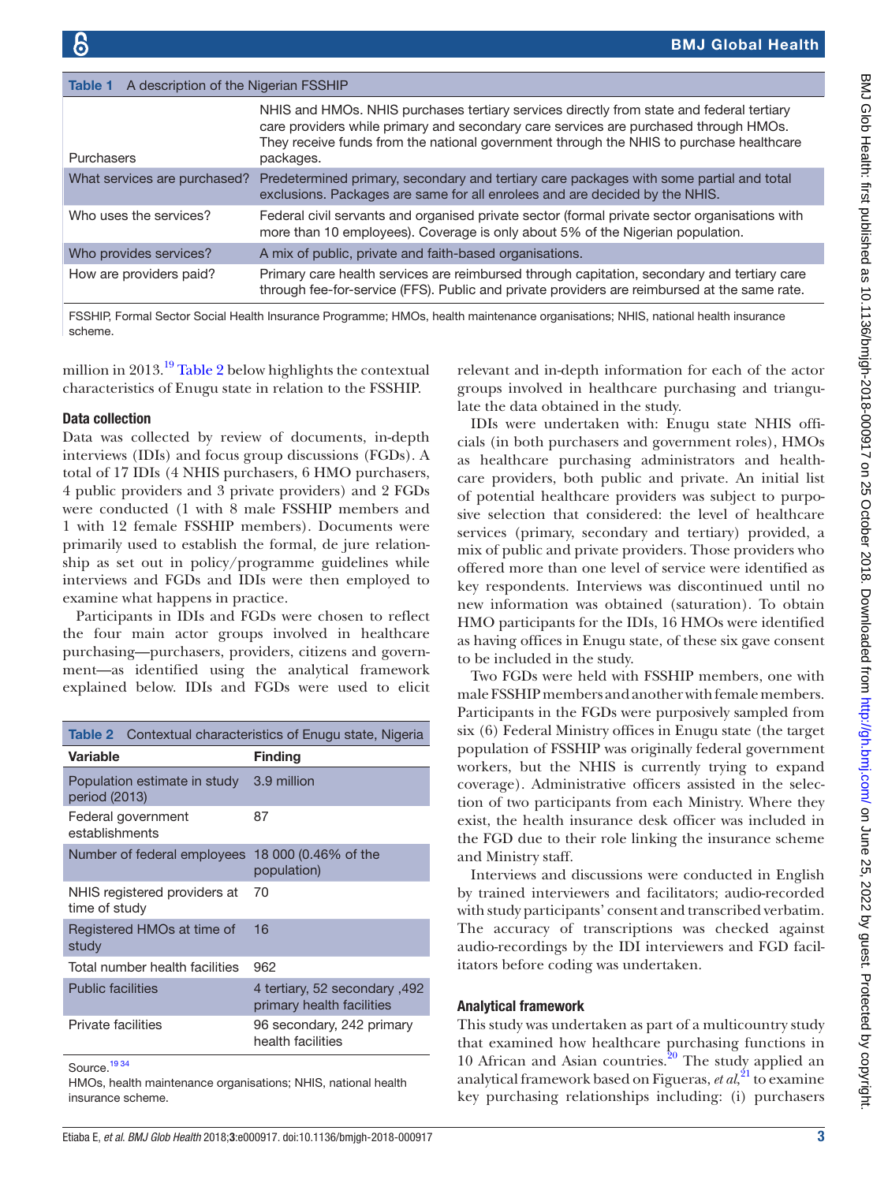| Table 1 A description of the Nigerian FSSHIP | |
|---|---|
| Purchasers | NHIS and HMOs. NHIS purchases tertiary services directly from state and federal tertiary care providers while primary and secondary care services are purchased through HMOs. They receive funds from the national government through the NHIS to purchase healthcare packages. |
| What services are purchased? | Predetermined primary, secondary and tertiary care packages with some partial and total exclusions. Packages are same for all enrolees and are decided by the NHIS. |
| Who uses the services? | Federal civil servants and organised private sector (formal private sector organisations with more than 10 employees). Coverage is only about 5% of the Nigerian population. |
| Who provides services? | A mix of public, private and faith-based organisations. |
| How are providers paid? | Primary care health services are reimbursed through capitation, secondary and tertiary care through fee-for-service (FFS). Public and private providers are reimbursed at the same rate. |

FSSHIP, Formal Sector Social Health Insurance Programme; HMOs, health maintenance organisations; NHIS, national health insurance scheme.

million in 2013.[19] Table 2 below highlights the contextual characteristics of Enugu state in relation to the FSSHIP.

### Data collection

Data was collected by review of documents, in-depth interviews (IDIs) and focus group discussions (FGDs). A total of 17 IDIs (4 NHIS purchasers, 6 HMO purchasers, 4 public providers and 3 private providers) and 2 FGDs were conducted (1 with 8 male FSSHIP members and 1 with 12 female FSSHIP members). Documents were primarily used to establish the formal, de jure relationship as set out in policy/programme guidelines while interviews and FGDs and IDIs were then employed to examine what happens in practice.

Participants in IDIs and FGDs were chosen to reflect the four main actor groups involved in healthcare purchasing—purchasers, providers, citizens and government—as identified using the analytical framework explained below. IDIs and FGDs were used to elicit relevant and in-depth information for each of the actor groups involved in healthcare purchasing and triangulate the data obtained in the study.

| Table 2 Contextual characteristics of Enugu state, Nigeria | |
|---|---|
| **Variable** | **Finding** |
| Population estimate in study period (2013) | 3.9 million |
| Federal government establishments | 87 |
| Number of federal employees | 18 000 (0.46% of the population) |
| NHIS registered providers at time of study | 70 |
| Registered HMOs at time of study | 16 |
| Total number health facilities | 962 |
| Public facilities | 4 tertiary, 52 secondary ,492 primary health facilities |
| Private facilities | 96 secondary, 242 primary health facilities |

Source.[19 34]

HMOs, health maintenance organisations; NHIS, national health insurance scheme.

IDIs were undertaken with: Enugu state NHIS officials (in both purchasers and government roles), HMOs as healthcare purchasing administrators and healthcare providers, both public and private. An initial list of potential healthcare providers was subject to purposive selection that considered: the level of healthcare services (primary, secondary and tertiary) provided, a mix of public and private providers. Those providers who offered more than one level of service were identified as key respondents. Interviews was discontinued until no new information was obtained (saturation). To obtain HMO participants for the IDIs, 16 HMOs were identified as having offices in Enugu state, of these six gave consent to be included in the study.

Two FGDs were held with FSSHIP members, one with male FSSHIP members and another with female members. Participants in the FGDs were purposively sampled from six (6) Federal Ministry offices in Enugu state (the target population of FSSHIP was originally federal government workers, but the NHIS is currently trying to expand coverage). Administrative officers assisted in the selection of two participants from each Ministry. Where they exist, the health insurance desk officer was included in the FGD due to their role linking the insurance scheme and Ministry staff.

Interviews and discussions were conducted in English by trained interviewers and facilitators; audio-recorded with study participants' consent and transcribed verbatim. The accuracy of transcriptions was checked against audio-recordings by the IDI interviewers and FGD facilitators before coding was undertaken.

### Analytical framework

This study was undertaken as part of a multicountry study that examined how healthcare purchasing functions in 10 African and Asian countries.[20] The study applied an analytical framework based on Figueras, *et al*,[21] to examine key purchasing relationships including: (i) purchasers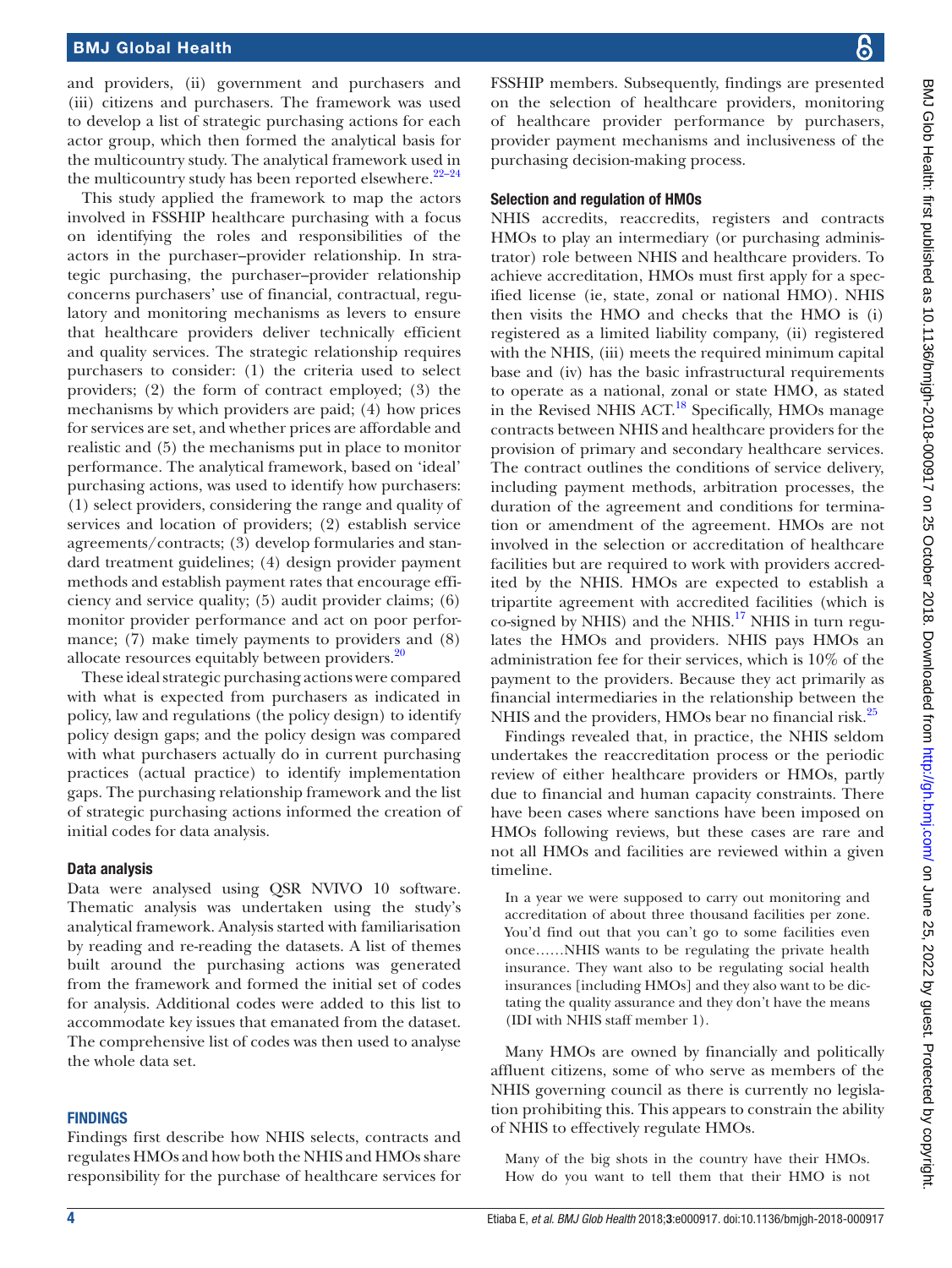and providers, (ii) government and purchasers and (iii) citizens and purchasers. The framework was used to develop a list of strategic purchasing actions for each actor group, which then formed the analytical basis for the multicountry study. The analytical framework used in the multicountry study has been reported elsewhere.[22–24]

This study applied the framework to map the actors involved in FSSHIP healthcare purchasing with a focus on identifying the roles and responsibilities of the actors in the purchaser–provider relationship. In strategic purchasing, the purchaser–provider relationship concerns purchasers' use of financial, contractual, regulatory and monitoring mechanisms as levers to ensure that healthcare providers deliver technically efficient and quality services. The strategic relationship requires purchasers to consider: (1) the criteria used to select providers; (2) the form of contract employed; (3) the mechanisms by which providers are paid; (4) how prices for services are set, and whether prices are affordable and realistic and (5) the mechanisms put in place to monitor performance. The analytical framework, based on 'ideal' purchasing actions, was used to identify how purchasers: (1) select providers, considering the range and quality of services and location of providers; (2) establish service agreements/contracts; (3) develop formularies and standard treatment guidelines; (4) design provider payment methods and establish payment rates that encourage efficiency and service quality; (5) audit provider claims; (6) monitor provider performance and act on poor performance; (7) make timely payments to providers and (8) allocate resources equitably between providers.[20]

These ideal strategic purchasing actions were compared with what is expected from purchasers as indicated in policy, law and regulations (the policy design) to identify policy design gaps; and the policy design was compared with what purchasers actually do in current purchasing practices (actual practice) to identify implementation gaps. The purchasing relationship framework and the list of strategic purchasing actions informed the creation of initial codes for data analysis.

### Data analysis

Data were analysed using QSR NVIVO 10 software. Thematic analysis was undertaken using the study's analytical framework. Analysis started with familiarisation by reading and re-reading the datasets. A list of themes built around the purchasing actions was generated from the framework and formed the initial set of codes for analysis. Additional codes were added to this list to accommodate key issues that emanated from the dataset. The comprehensive list of codes was then used to analyse the whole data set.

## FINDINGS

Findings first describe how NHIS selects, contracts and regulates HMOs and how both the NHIS and HMOs share responsibility for the purchase of healthcare services for FSSHIP members. Subsequently, findings are presented on the selection of healthcare providers, monitoring of healthcare provider performance by purchasers, provider payment mechanisms and inclusiveness of the purchasing decision-making process.

### Selection and regulation of HMOs

NHIS accredits, reaccredits, registers and contracts HMOs to play an intermediary (or purchasing administrator) role between NHIS and healthcare providers. To achieve accreditation, HMOs must first apply for a specified license (ie, state, zonal or national HMO). NHIS then visits the HMO and checks that the HMO is (i) registered as a limited liability company, (ii) registered with the NHIS, (iii) meets the required minimum capital base and (iv) has the basic infrastructural requirements to operate as a national, zonal or state HMO, as stated in the Revised NHIS ACT.[18] Specifically, HMOs manage contracts between NHIS and healthcare providers for the provision of primary and secondary healthcare services. The contract outlines the conditions of service delivery, including payment methods, arbitration processes, the duration of the agreement and conditions for termination or amendment of the agreement. HMOs are not involved in the selection or accreditation of healthcare facilities but are required to work with providers accredited by the NHIS. HMOs are expected to establish a tripartite agreement with accredited facilities (which is co-signed by NHIS) and the NHIS.[17] NHIS in turn regulates the HMOs and providers. NHIS pays HMOs an administration fee for their services, which is 10% of the payment to the providers. Because they act primarily as financial intermediaries in the relationship between the NHIS and the providers, HMOs bear no financial risk.[25]

Findings revealed that, in practice, the NHIS seldom undertakes the reaccreditation process or the periodic review of either healthcare providers or HMOs, partly due to financial and human capacity constraints. There have been cases where sanctions have been imposed on HMOs following reviews, but these cases are rare and not all HMOs and facilities are reviewed within a given timeline.

> In a year we were supposed to carry out monitoring and accreditation of about three thousand facilities per zone. You'd find out that you can't go to some facilities even once……NHIS wants to be regulating the private health insurance. They want also to be regulating social health insurances [including HMOs] and they also want to be dictating the quality assurance and they don't have the means (IDI with NHIS staff member 1).

Many HMOs are owned by financially and politically affluent citizens, some of who serve as members of the NHIS governing council as there is currently no legislation prohibiting this. This appears to constrain the ability of NHIS to effectively regulate HMOs.

> Many of the big shots in the country have their HMOs. How do you want to tell them that their HMO is not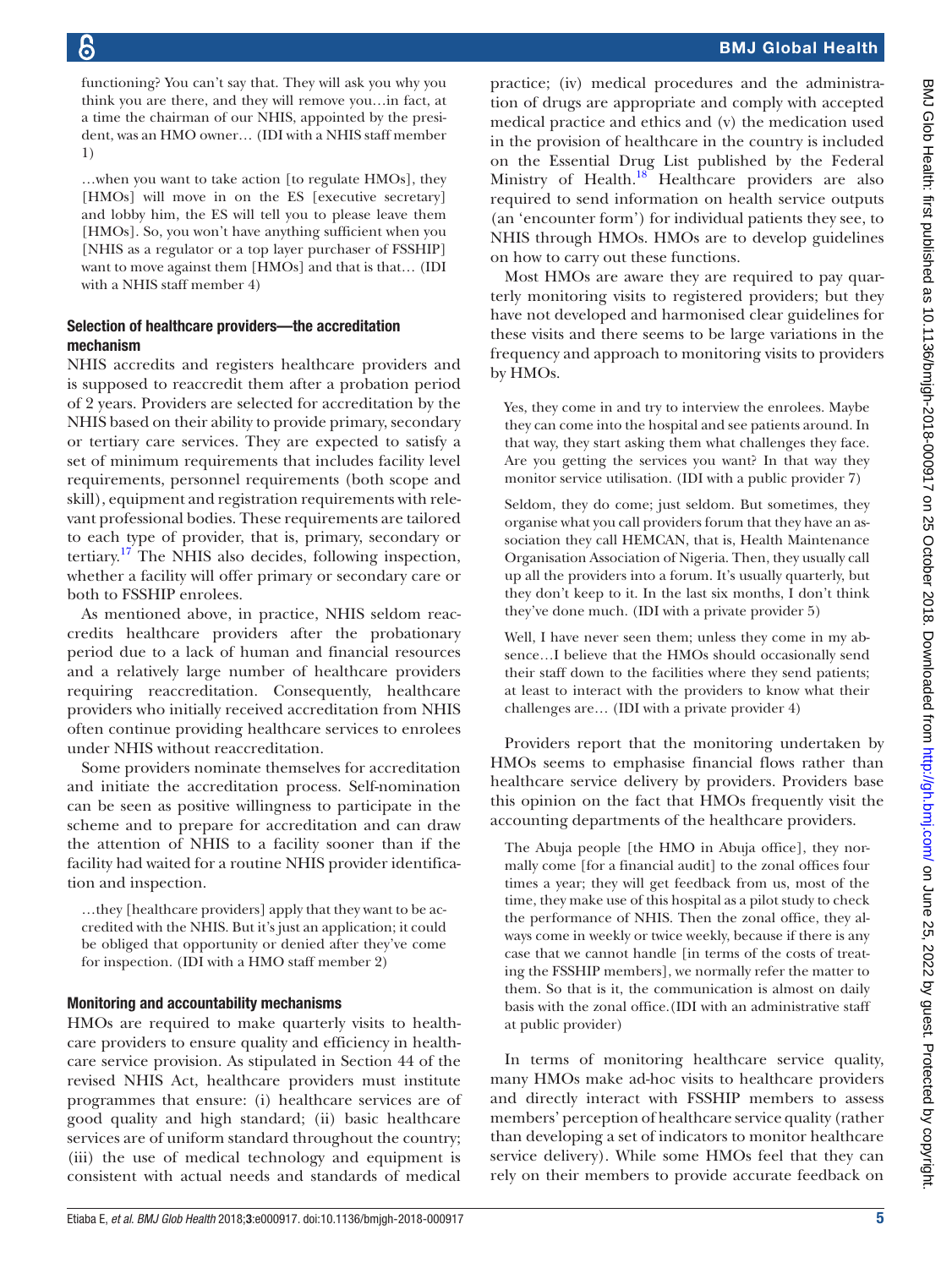functioning? You can't say that. They will ask you why you think you are there, and they will remove you…in fact, at a time the chairman of our NHIS, appointed by the president, was an HMO owner… (IDI with a NHIS staff member 1)

…when you want to take action [to regulate HMOs], they [HMOs] will move in on the ES [executive secretary] and lobby him, the ES will tell you to please leave them [HMOs]. So, you won't have anything sufficient when you [NHIS as a regulator or a top layer purchaser of FSSHIP] want to move against them [HMOs] and that is that… (IDI with a NHIS staff member 4)

### Selection of healthcare providers—the accreditation mechanism

NHIS accredits and registers healthcare providers and is supposed to reaccredit them after a probation period of 2 years. Providers are selected for accreditation by the NHIS based on their ability to provide primary, secondary or tertiary care services. They are expected to satisfy a set of minimum requirements that includes facility level requirements, personnel requirements (both scope and skill), equipment and registration requirements with relevant professional bodies. These requirements are tailored to each type of provider, that is, primary, secondary or tertiary.[17] The NHIS also decides, following inspection, whether a facility will offer primary or secondary care or both to FSSHIP enrolees.

As mentioned above, in practice, NHIS seldom reaccredits healthcare providers after the probationary period due to a lack of human and financial resources and a relatively large number of healthcare providers requiring reaccreditation. Consequently, healthcare providers who initially received accreditation from NHIS often continue providing healthcare services to enrolees under NHIS without reaccreditation.

Some providers nominate themselves for accreditation and initiate the accreditation process. Self-nomination can be seen as positive willingness to participate in the scheme and to prepare for accreditation and can draw the attention of NHIS to a facility sooner than if the facility had waited for a routine NHIS provider identification and inspection.

…they [healthcare providers] apply that they want to be accredited with the NHIS. But it's just an application; it could be obliged that opportunity or denied after they've come for inspection. (IDI with a HMO staff member 2)

### Monitoring and accountability mechanisms

HMOs are required to make quarterly visits to healthcare providers to ensure quality and efficiency in healthcare service provision. As stipulated in Section 44 of the revised NHIS Act, healthcare providers must institute programmes that ensure: (i) healthcare services are of good quality and high standard; (ii) basic healthcare services are of uniform standard throughout the country; (iii) the use of medical technology and equipment is consistent with actual needs and standards of medical practice; (iv) medical procedures and the administration of drugs are appropriate and comply with accepted medical practice and ethics and (v) the medication used in the provision of healthcare in the country is included on the Essential Drug List published by the Federal Ministry of Health.[18] Healthcare providers are also required to send information on health service outputs (an 'encounter form') for individual patients they see, to NHIS through HMOs. HMOs are to develop guidelines on how to carry out these functions.

Most HMOs are aware they are required to pay quarterly monitoring visits to registered providers; but they have not developed and harmonised clear guidelines for these visits and there seems to be large variations in the frequency and approach to monitoring visits to providers by HMOs.

Yes, they come in and try to interview the enrolees. Maybe they can come into the hospital and see patients around. In that way, they start asking them what challenges they face. Are you getting the services you want? In that way they monitor service utilisation. (IDI with a public provider 7)

Seldom, they do come; just seldom. But sometimes, they organise what you call providers forum that they have an association they call HEMCAN, that is, Health Maintenance Organisation Association of Nigeria. Then, they usually call up all the providers into a forum. It's usually quarterly, but they don't keep to it. In the last six months, I don't think they've done much. (IDI with a private provider 5)

Well, I have never seen them; unless they come in my absence…I believe that the HMOs should occasionally send their staff down to the facilities where they send patients; at least to interact with the providers to know what their challenges are… (IDI with a private provider 4)

Providers report that the monitoring undertaken by HMOs seems to emphasise financial flows rather than healthcare service delivery by providers. Providers base this opinion on the fact that HMOs frequently visit the accounting departments of the healthcare providers.

The Abuja people [the HMO in Abuja office], they normally come [for a financial audit] to the zonal offices four times a year; they will get feedback from us, most of the time, they make use of this hospital as a pilot study to check the performance of NHIS. Then the zonal office, they always come in weekly or twice weekly, because if there is any case that we cannot handle [in terms of the costs of treating the FSSHIP members], we normally refer the matter to them. So that is it, the communication is almost on daily basis with the zonal office.(IDI with an administrative staff at public provider)

In terms of monitoring healthcare service quality, many HMOs make ad-hoc visits to healthcare providers and directly interact with FSSHIP members to assess members' perception of healthcare service quality (rather than developing a set of indicators to monitor healthcare service delivery). While some HMOs feel that they can rely on their members to provide accurate feedback on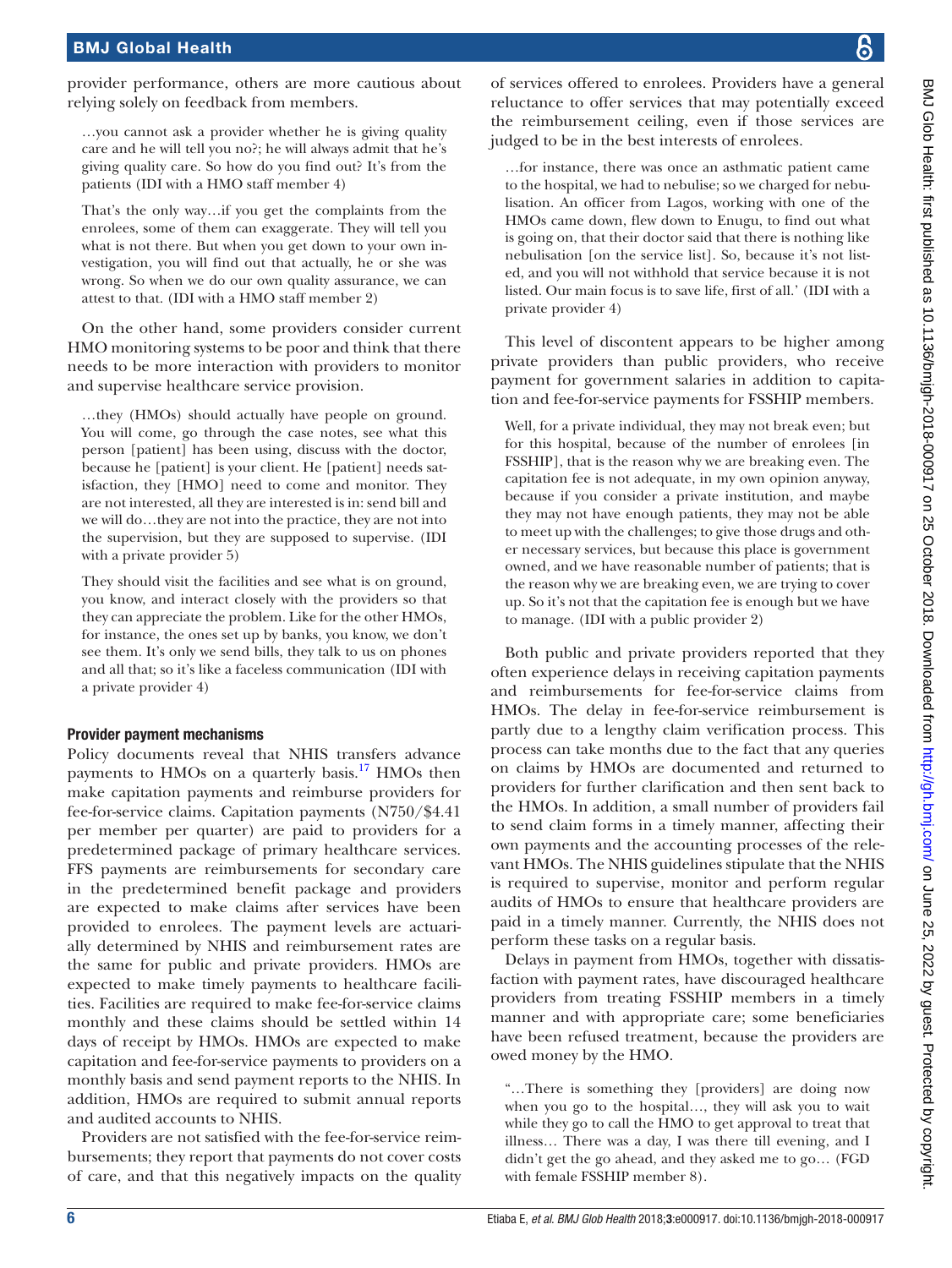provider performance, others are more cautious about relying solely on feedback from members.

> …you cannot ask a provider whether he is giving quality care and he will tell you no?; he will always admit that he's giving quality care. So how do you find out? It's from the patients (IDI with a HMO staff member 4)

> That's the only way…if you get the complaints from the enrolees, some of them can exaggerate. They will tell you what is not there. But when you get down to your own investigation, you will find out that actually, he or she was wrong. So when we do our own quality assurance, we can attest to that. (IDI with a HMO staff member 2)

On the other hand, some providers consider current HMO monitoring systems to be poor and think that there needs to be more interaction with providers to monitor and supervise healthcare service provision.

> …they (HMOs) should actually have people on ground. You will come, go through the case notes, see what this person [patient] has been using, discuss with the doctor, because he [patient] is your client. He [patient] needs satisfaction, they [HMO] need to come and monitor. They are not interested, all they are interested is in: send bill and we will do…they are not into the practice, they are not into the supervision, but they are supposed to supervise. (IDI with a private provider 5)

> They should visit the facilities and see what is on ground, you know, and interact closely with the providers so that they can appreciate the problem. Like for the other HMOs, for instance, the ones set up by banks, you know, we don't see them. It's only we send bills, they talk to us on phones and all that; so it's like a faceless communication (IDI with a private provider 4)

### Provider payment mechanisms

Policy documents reveal that NHIS transfers advance payments to HMOs on a quarterly basis.[17] HMOs then make capitation payments and reimburse providers for fee-for-service claims. Capitation payments (N750/$4.41 per member per quarter) are paid to providers for a predetermined package of primary healthcare services. FFS payments are reimbursements for secondary care in the predetermined benefit package and providers are expected to make claims after services have been provided to enrolees. The payment levels are actuarially determined by NHIS and reimbursement rates are the same for public and private providers. HMOs are expected to make timely payments to healthcare facilities. Facilities are required to make fee-for-service claims monthly and these claims should be settled within 14 days of receipt by HMOs. HMOs are expected to make capitation and fee-for-service payments to providers on a monthly basis and send payment reports to the NHIS. In addition, HMOs are required to submit annual reports and audited accounts to NHIS.

Providers are not satisfied with the fee-for-service reimbursements; they report that payments do not cover costs of care, and that this negatively impacts on the quality of services offered to enrolees. Providers have a general reluctance to offer services that may potentially exceed the reimbursement ceiling, even if those services are judged to be in the best interests of enrolees.

> …for instance, there was once an asthmatic patient came to the hospital, we had to nebulise; so we charged for nebulisation. An officer from Lagos, working with one of the HMOs came down, flew down to Enugu, to find out what is going on, that their doctor said that there is nothing like nebulisation [on the service list]. So, because it's not listed, and you will not withhold that service because it is not listed. Our main focus is to save life, first of all.' (IDI with a private provider 4)

This level of discontent appears to be higher among private providers than public providers, who receive payment for government salaries in addition to capitation and fee-for-service payments for FSSHIP members.

> Well, for a private individual, they may not break even; but for this hospital, because of the number of enrolees [in FSSHIP], that is the reason why we are breaking even. The capitation fee is not adequate, in my own opinion anyway, because if you consider a private institution, and maybe they may not have enough patients, they may not be able to meet up with the challenges; to give those drugs and other necessary services, but because this place is government owned, and we have reasonable number of patients; that is the reason why we are breaking even, we are trying to cover up. So it's not that the capitation fee is enough but we have to manage. (IDI with a public provider 2)

Both public and private providers reported that they often experience delays in receiving capitation payments and reimbursements for fee-for-service claims from HMOs. The delay in fee-for-service reimbursement is partly due to a lengthy claim verification process. This process can take months due to the fact that any queries on claims by HMOs are documented and returned to providers for further clarification and then sent back to the HMOs. In addition, a small number of providers fail to send claim forms in a timely manner, affecting their own payments and the accounting processes of the relevant HMOs. The NHIS guidelines stipulate that the NHIS is required to supervise, monitor and perform regular audits of HMOs to ensure that healthcare providers are paid in a timely manner. Currently, the NHIS does not perform these tasks on a regular basis.

Delays in payment from HMOs, together with dissatisfaction with payment rates, have discouraged healthcare providers from treating FSSHIP members in a timely manner and with appropriate care; some beneficiaries have been refused treatment, because the providers are owed money by the HMO.

> "…There is something they [providers] are doing now when you go to the hospital…, they will ask you to wait while they go to call the HMO to get approval to treat that illness… There was a day, I was there till evening, and I didn't get the go ahead, and they asked me to go… (FGD with female FSSHIP member 8).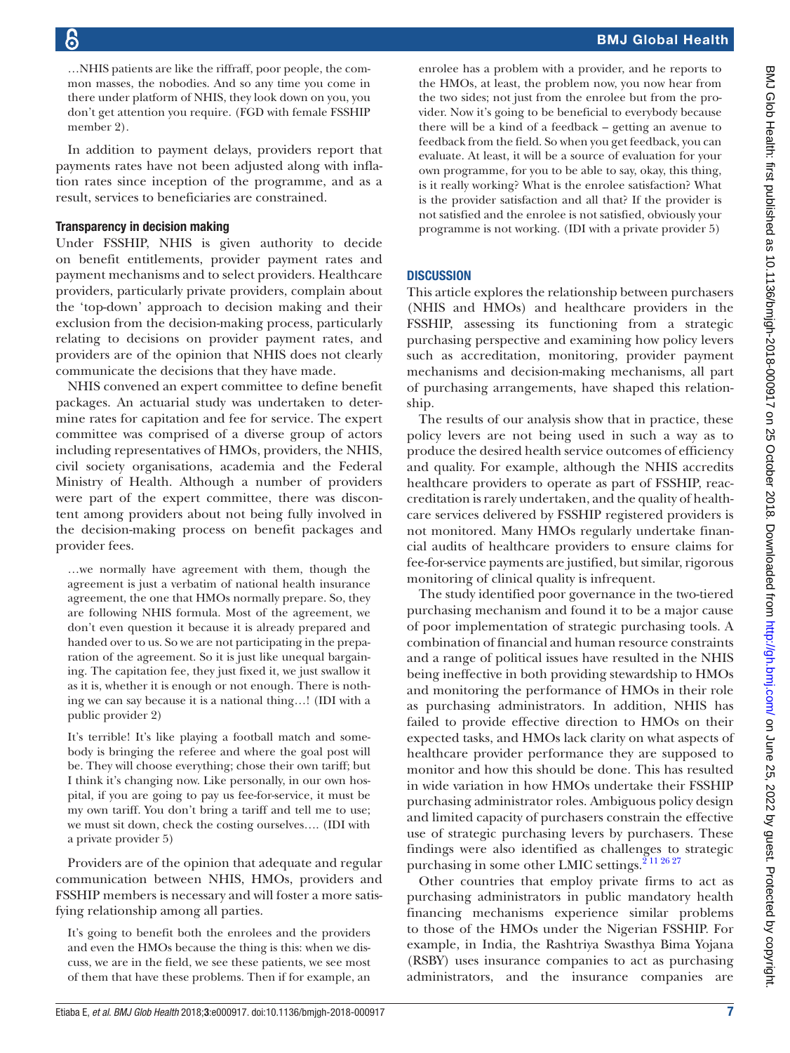…NHIS patients are like the riffraff, poor people, the common masses, the nobodies. And so any time you come in there under platform of NHIS, they look down on you, you don't get attention you require. (FGD with female FSSHIP member 2).

In addition to payment delays, providers report that payments rates have not been adjusted along with inflation rates since inception of the programme, and as a result, services to beneficiaries are constrained.

### Transparency in decision making

Under FSSHIP, NHIS is given authority to decide on benefit entitlements, provider payment rates and payment mechanisms and to select providers. Healthcare providers, particularly private providers, complain about the 'top-down' approach to decision making and their exclusion from the decision-making process, particularly relating to decisions on provider payment rates, and providers are of the opinion that NHIS does not clearly communicate the decisions that they have made.

NHIS convened an expert committee to define benefit packages. An actuarial study was undertaken to determine rates for capitation and fee for service. The expert committee was comprised of a diverse group of actors including representatives of HMOs, providers, the NHIS, civil society organisations, academia and the Federal Ministry of Health. Although a number of providers were part of the expert committee, there was discontent among providers about not being fully involved in the decision-making process on benefit packages and provider fees.

> …we normally have agreement with them, though the agreement is just a verbatim of national health insurance agreement, the one that HMOs normally prepare. So, they are following NHIS formula. Most of the agreement, we don't even question it because it is already prepared and handed over to us. So we are not participating in the preparation of the agreement. So it is just like unequal bargaining. The capitation fee, they just fixed it, we just swallow it as it is, whether it is enough or not enough. There is nothing we can say because it is a national thing…! (IDI with a public provider 2)

> It's terrible! It's like playing a football match and somebody is bringing the referee and where the goal post will be. They will choose everything; chose their own tariff; but I think it's changing now. Like personally, in our own hospital, if you are going to pay us fee-for-service, it must be my own tariff. You don't bring a tariff and tell me to use; we must sit down, check the costing ourselves…. (IDI with a private provider 5)

Providers are of the opinion that adequate and regular communication between NHIS, HMOs, providers and FSSHIP members is necessary and will foster a more satisfying relationship among all parties.

> It's going to benefit both the enrolees and the providers and even the HMOs because the thing is this: when we discuss, we are in the field, we see these patients, we see most of them that have these problems. Then if for example, an enrolee has a problem with a provider, and he reports to the HMOs, at least, the problem now, you now hear from the two sides; not just from the enrolee but from the provider. Now it's going to be beneficial to everybody because there will be a kind of a feedback – getting an avenue to feedback from the field. So when you get feedback, you can evaluate. At least, it will be a source of evaluation for your own programme, for you to be able to say, okay, this thing, is it really working? What is the enrolee satisfaction? What is the provider satisfaction and all that? If the provider is not satisfied and the enrolee is not satisfied, obviously your programme is not working. (IDI with a private provider 5)

## DISCUSSION

This article explores the relationship between purchasers (NHIS and HMOs) and healthcare providers in the FSSHIP, assessing its functioning from a strategic purchasing perspective and examining how policy levers such as accreditation, monitoring, provider payment mechanisms and decision-making mechanisms, all part of purchasing arrangements, have shaped this relationship.

The results of our analysis show that in practice, these policy levers are not being used in such a way as to produce the desired health service outcomes of efficiency and quality. For example, although the NHIS accredits healthcare providers to operate as part of FSSHIP, reaccreditation is rarely undertaken, and the quality of healthcare services delivered by FSSHIP registered providers is not monitored. Many HMOs regularly undertake financial audits of healthcare providers to ensure claims for fee-for-service payments are justified, but similar, rigorous monitoring of clinical quality is infrequent.

The study identified poor governance in the two-tiered purchasing mechanism and found it to be a major cause of poor implementation of strategic purchasing tools. A combination of financial and human resource constraints and a range of political issues have resulted in the NHIS being ineffective in both providing stewardship to HMOs and monitoring the performance of HMOs in their role as purchasing administrators. In addition, NHIS has failed to provide effective direction to HMOs on their expected tasks, and HMOs lack clarity on what aspects of healthcare provider performance they are supposed to monitor and how this should be done. This has resulted in wide variation in how HMOs undertake their FSSHIP purchasing administrator roles. Ambiguous policy design and limited capacity of purchasers constrain the effective use of strategic purchasing levers by purchasers. These findings were also identified as challenges to strategic purchasing in some other LMIC settings.[2 11 26 27]

Other countries that employ private firms to act as purchasing administrators in public mandatory health financing mechanisms experience similar problems to those of the HMOs under the Nigerian FSSHIP. For example, in India, the Rashtriya Swasthya Bima Yojana (RSBY) uses insurance companies to act as purchasing administrators, and the insurance companies are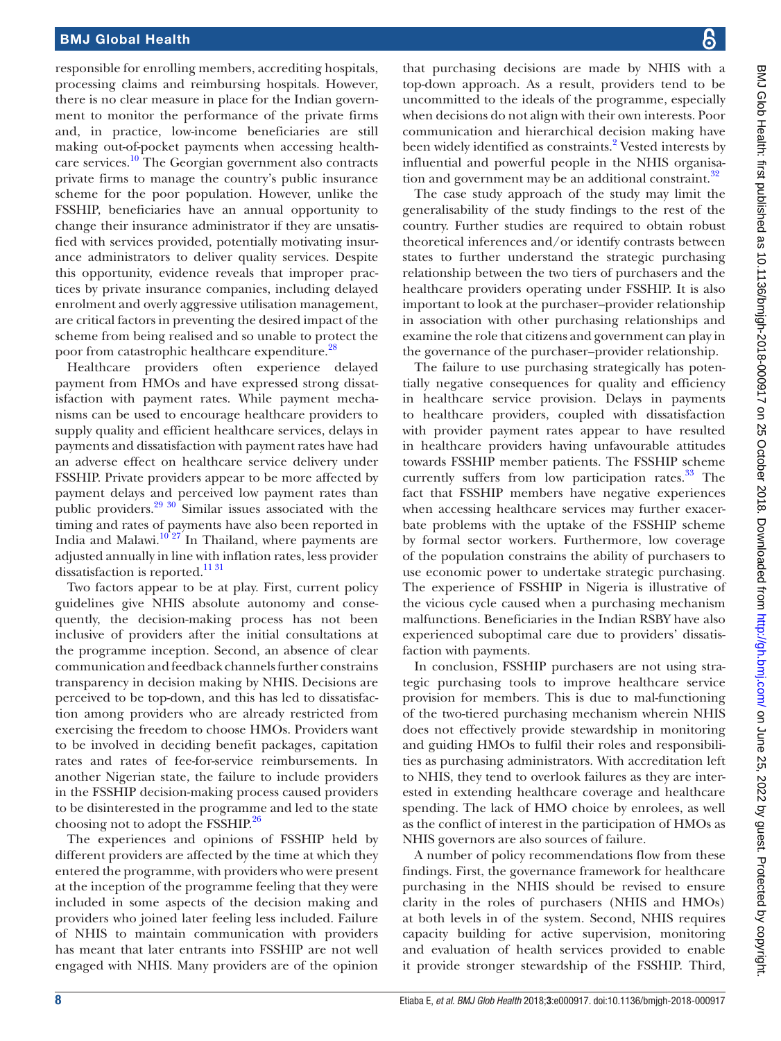responsible for enrolling members, accrediting hospitals, processing claims and reimbursing hospitals. However, there is no clear measure in place for the Indian government to monitor the performance of the private firms and, in practice, low-income beneficiaries are still making out-of-pocket payments when accessing healthcare services.[10] The Georgian government also contracts private firms to manage the country's public insurance scheme for the poor population. However, unlike the FSSHIP, beneficiaries have an annual opportunity to change their insurance administrator if they are unsatisfied with services provided, potentially motivating insurance administrators to deliver quality services. Despite this opportunity, evidence reveals that improper practices by private insurance companies, including delayed enrolment and overly aggressive utilisation management, are critical factors in preventing the desired impact of the scheme from being realised and so unable to protect the poor from catastrophic healthcare expenditure.[28]

Healthcare providers often experience delayed payment from HMOs and have expressed strong dissatisfaction with payment rates. While payment mechanisms can be used to encourage healthcare providers to supply quality and efficient healthcare services, delays in payments and dissatisfaction with payment rates have had an adverse effect on healthcare service delivery under FSSHIP. Private providers appear to be more affected by payment delays and perceived low payment rates than public providers.[29 30] Similar issues associated with the timing and rates of payments have also been reported in India and Malawi.[10 27] In Thailand, where payments are adjusted annually in line with inflation rates, less provider dissatisfaction is reported.[11 31]

Two factors appear to be at play. First, current policy guidelines give NHIS absolute autonomy and consequently, the decision-making process has not been inclusive of providers after the initial consultations at the programme inception. Second, an absence of clear communication and feedback channels further constrains transparency in decision making by NHIS. Decisions are perceived to be top-down, and this has led to dissatisfaction among providers who are already restricted from exercising the freedom to choose HMOs. Providers want to be involved in deciding benefit packages, capitation rates and rates of fee-for-service reimbursements. In another Nigerian state, the failure to include providers in the FSSHIP decision-making process caused providers to be disinterested in the programme and led to the state choosing not to adopt the FSSHIP.[26]

The experiences and opinions of FSSHIP held by different providers are affected by the time at which they entered the programme, with providers who were present at the inception of the programme feeling that they were included in some aspects of the decision making and providers who joined later feeling less included. Failure of NHIS to maintain communication with providers has meant that later entrants into FSSHIP are not well engaged with NHIS. Many providers are of the opinion that purchasing decisions are made by NHIS with a top-down approach. As a result, providers tend to be uncommitted to the ideals of the programme, especially when decisions do not align with their own interests. Poor communication and hierarchical decision making have been widely identified as constraints.[2] Vested interests by influential and powerful people in the NHIS organisation and government may be an additional constraint.[32]

The case study approach of the study may limit the generalisability of the study findings to the rest of the country. Further studies are required to obtain robust theoretical inferences and/or identify contrasts between states to further understand the strategic purchasing relationship between the two tiers of purchasers and the healthcare providers operating under FSSHIP. It is also important to look at the purchaser–provider relationship in association with other purchasing relationships and examine the role that citizens and government can play in the governance of the purchaser–provider relationship.

The failure to use purchasing strategically has potentially negative consequences for quality and efficiency in healthcare service provision. Delays in payments to healthcare providers, coupled with dissatisfaction with provider payment rates appear to have resulted in healthcare providers having unfavourable attitudes towards FSSHIP member patients. The FSSHIP scheme currently suffers from low participation rates.[33] The fact that FSSHIP members have negative experiences when accessing healthcare services may further exacerbate problems with the uptake of the FSSHIP scheme by formal sector workers. Furthermore, low coverage of the population constrains the ability of purchasers to use economic power to undertake strategic purchasing. The experience of FSSHIP in Nigeria is illustrative of the vicious cycle caused when a purchasing mechanism malfunctions. Beneficiaries in the Indian RSBY have also experienced suboptimal care due to providers' dissatisfaction with payments.

In conclusion, FSSHIP purchasers are not using strategic purchasing tools to improve healthcare service provision for members. This is due to mal-functioning of the two-tiered purchasing mechanism wherein NHIS does not effectively provide stewardship in monitoring and guiding HMOs to fulfil their roles and responsibilities as purchasing administrators. With accreditation left to NHIS, they tend to overlook failures as they are interested in extending healthcare coverage and healthcare spending. The lack of HMO choice by enrolees, as well as the conflict of interest in the participation of HMOs as NHIS governors are also sources of failure.

A number of policy recommendations flow from these findings. First, the governance framework for healthcare purchasing in the NHIS should be revised to ensure clarity in the roles of purchasers (NHIS and HMOs) at both levels in of the system. Second, NHIS requires capacity building for active supervision, monitoring and evaluation of health services provided to enable it provide stronger stewardship of the FSSHIP. Third,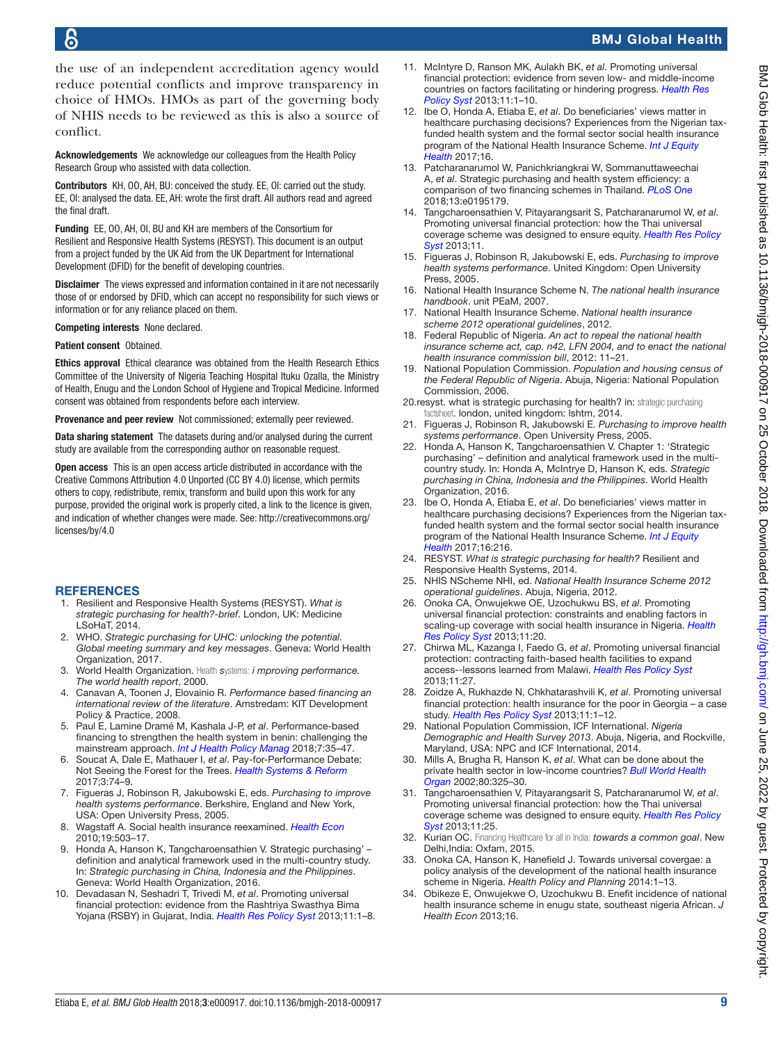the use of an independent accreditation agency would reduce potential conflicts and improve transparency in choice of HMOs. HMOs as part of the governing body of NHIS needs to be reviewed as this is also a source of conflict.

**Acknowledgements** We acknowledge our colleagues from the Health Policy Research Group who assisted with data collection.

**Contributors** KH, OO, AH, BU: conceived the study. EE, OI: carried out the study. EE, OI: analysed the data. EE, AH: wrote the first draft. All authors read and agreed the final draft.

**Funding** EE, OO, AH, OI, BU and KH are members of the Consortium for Resilient and Responsive Health Systems (RESYST). This document is an output from a project funded by the UK Aid from the UK Department for International Development (DFID) for the benefit of developing countries.

**Disclaimer** The views expressed and information contained in it are not necessarily those of or endorsed by DFID, which can accept no responsibility for such views or information or for any reliance placed on them.

**Competing interests** None declared.

**Patient consent** Obtained.

**Ethics approval** Ethical clearance was obtained from the Health Research Ethics Committee of the University of Nigeria Teaching Hospital Ituku Ozalla, the Ministry of Health, Enugu and the London School of Hygiene and Tropical Medicine. Informed consent was obtained from respondents before each interview.

**Provenance and peer review** Not commissioned; externally peer reviewed.

**Data sharing statement** The datasets during and/or analysed during the current study are available from the corresponding author on reasonable request.

**Open access** This is an open access article distributed in accordance with the Creative Commons Attribution 4.0 Unported (CC BY 4.0) license, which permits others to copy, redistribute, remix, transform and build upon this work for any purpose, provided the original work is properly cited, a link to the licence is given, and indication of whether changes were made. See: http://creativecommons.org/licenses/by/4.0

## REFERENCES

1. Resilient and Responsive Health Systems (RESYST). *What is strategic purchasing for health?-brief*. London, UK: Medicine LSoHaT, 2014.
2. WHO. *Strategic purchasing for UHC: unlocking the potential. Global meeting summary and key messages*. Geneva: World Health Organization, 2017.
3. World Health Organization. Health *s*ystems: *i mproving performance. The world health report*, 2000.
4. Canavan A, Toonen J, Elovainio R. *Performance based financing an international review of the literature*. Amstrdam: KIT Development Policy & Practice, 2008.
5. Paul E, Lamine Dramé M, Kashala J-P, *et al*. Performance-based financing to strengthen the health system in benin: challenging the mainstream approach. *Int J Health Policy Manag* 2018;7:35–47.
6. Soucat A, Dale E, Mathauer I, *et al*. Pay-for-Performance Debate: Not Seeing the Forest for the Trees. *Health Systems & Reform* 2017;3:74–9.
7. Figueras J, Robinson R, Jakubowski E, eds. *Purchasing to improve health systems performance*. Berkshire, England and New York, USA: Open University Press, 2005.
8. Wagstaff A. Social health insurance reexamined. *Health Econ* 2010;19:503–17.
9. Honda A, Hanson K, Tangcharoensathien V. Strategic purchasing' – definition and analytical framework used in the multi-country study. In: *Strategic purchasing in China, Indonesia and the Philippines*. Geneva: World Health Organization, 2016.
10. Devadasan N, Seshadri T, Trivedi M, *et al*. Promoting universal financial protection: evidence from the Rashtriya Swasthya Bima Yojana (RSBY) in Gujarat, India. *Health Res Policy Syst* 2013;11:1–8.
11. McIntyre D, Ranson MK, Aulakh BK, *et al*. Promoting universal financial protection: evidence from seven low- and middle-income countries on factors facilitating or hindering progress. *Health Res Policy Syst* 2013;11:1–10.
12. Ibe O, Honda A, Etiaba E, *et al*. Do beneficiaries' views matter in healthcare purchasing decisions? Experiences from the Nigerian tax-funded health system and the formal sector social health insurance program of the National Health Insurance Scheme. *Int J Equity Health* 2017;16.
13. Patcharanarumol W, Panichkriangkrai W, Sommanuttaweechai A, *et al*. Strategic purchasing and health system efficiency: a comparison of two financing schemes in Thailand. *PLoS One* 2018;13:e0195179.
14. Tangcharoensathien V, Pitayarangsarit S, Patcharanarumol W, *et al*. Promoting universal financial protection: how the Thai universal coverage scheme was designed to ensure equity. *Health Res Policy Syst* 2013;11.
15. Figueras J, Robinson R, Jakubowski E, eds. *Purchasing to improve health systems performance*. United Kingdom: Open University Press, 2005.
16. National Health Insurance Scheme N. *The national health insurance handbook*. unit PEaM, 2007.
17. National Health Insurance Scheme. *National health insurance scheme 2012 operational guidelines*, 2012.
18. Federal Republic of Nigeria. *An act to repeal the national health insurance scheme act, cap. n42, LFN 2004, and to enact the national health insurance commission bill*, 2012: 11–21.
19. National Population Commission. *Population and housing census of the Federal Republic of Nigeria*. Abuja, Nigeria: National Population Commission, 2006.
20. resyst. what is strategic purchasing for health? in: strategic purchasing factsheet. london, united kingdom: lshtm, 2014.
21. Figueras J, Robinson R, Jakubowski E. *Purchasing to improve health systems performance*. Open University Press, 2005.
22. Honda A, Hanson K, Tangcharoensathien V. Chapter 1: 'Strategic purchasing' – definition and analytical framework used in the multi-country study. In: Honda A, McIntyre D, Hanson K, eds. *Strategic purchasing in China, Indonesia and the Philippines*. World Health Organization, 2016.
23. Ibe O, Honda A, Etiaba E, *et al*. Do beneficiaries' views matter in healthcare purchasing decisions? Experiences from the Nigerian tax-funded health system and the formal sector social health insurance program of the National Health Insurance Scheme. *Int J Equity Health* 2017;16:216.
24. RESYST. *What is strategic purchasing for health?* Resilient and Responsive Health Systems, 2014.
25. NHIS NScheme NHI, ed. *National Health Insurance Scheme 2012 operational guidelines*. Abuja, Nigeria, 2012.
26. Onoka CA, Onwujekwe OE, Uzochukwu BS, *et al*. Promoting universal financial protection: constraints and enabling factors in scaling-up coverage with social health insurance in Nigeria. *Health Res Policy Syst* 2013;11:20.
27. Chirwa ML, Kazanga I, Faedo G, *et al*. Promoting universal financial protection: contracting faith-based health facilities to expand access--lessons learned from Malawi. *Health Res Policy Syst* 2013;11:27.
28. Zoidze A, Rukhazde N, Chkhatarashvili K, *et al*. Promoting universal financial protection: health insurance for the poor in Georgia – a case study. *Health Res Policy Syst* 2013;11:1–12.
29. National Population Commission, ICF International. *Nigeria Demographic and Health Survey 2013*. Abuja, Nigeria, and Rockville, Maryland, USA: NPC and ICF International, 2014.
30. Mills A, Brugha R, Hanson K, *et al*. What can be done about the private health sector in low-income countries? *Bull World Health Organ* 2002;80:325–30.
31. Tangcharoensathien V, Pitayarangsarit S, Patcharanarumol W, *et al*. Promoting universal financial protection: how the Thai universal coverage scheme was designed to ensure equity. *Health Res Policy Syst* 2013;11:25.
32. Kurian OC. Financing Healthcare for all in India: *towards a common goal*. New Delhi,India: Oxfam, 2015.
33. Onoka CA, Hanson K, Hanefield J. Towards universal covergae: a policy analysis of the development of the national health insurance scheme in Nigeria. *Health Policy and Planning* 2014:1–13.
34. Obikeze E, Onwujekwe O, Uzochukwu B. Enefit incidence of national health insurance scheme in enugu state, southeast nigeria African. *J Health Econ* 2013;16.